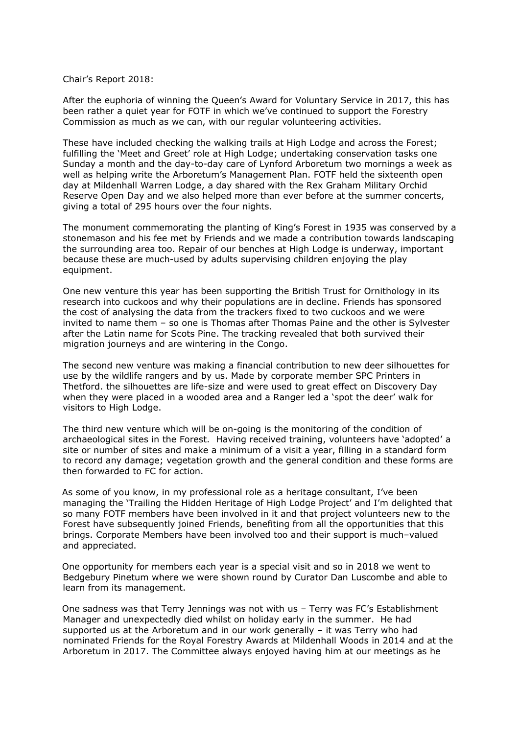Chair's Report 2018:

After the euphoria of winning the Queen's Award for Voluntary Service in 2017, this has been rather a quiet year for FOTF in which we've continued to support the Forestry Commission as much as we can, with our regular volunteering activities.

These have included checking the walking trails at High Lodge and across the Forest; fulfilling the 'Meet and Greet' role at High Lodge; undertaking conservation tasks one Sunday a month and the day-to-day care of Lynford Arboretum two mornings a week as well as helping write the Arboretum's Management Plan. FOTF held the sixteenth open day at Mildenhall Warren Lodge, a day shared with the Rex Graham Military Orchid Reserve Open Day and we also helped more than ever before at the summer concerts, giving a total of 295 hours over the four nights.

The monument commemorating the planting of King's Forest in 1935 was conserved by a stonemason and his fee met by Friends and we made a contribution towards landscaping the surrounding area too. Repair of our benches at High Lodge is underway, important because these are much-used by adults supervising children enjoying the play equipment.

One new venture this year has been supporting the British Trust for Ornithology in its research into cuckoos and why their populations are in decline. Friends has sponsored the cost of analysing the data from the trackers fixed to two cuckoos and we were invited to name them – so one is Thomas after Thomas Paine and the other is Sylvester after the Latin name for Scots Pine. The tracking revealed that both survived their migration journeys and are wintering in the Congo.

The second new venture was making a financial contribution to new deer silhouettes for use by the wildlife rangers and by us. Made by corporate member SPC Printers in Thetford. the silhouettes are life-size and were used to great effect on Discovery Day when they were placed in a wooded area and a Ranger led a 'spot the deer' walk for visitors to High Lodge.

The third new venture which will be on-going is the monitoring of the condition of archaeological sites in the Forest. Having received training, volunteers have 'adopted' a site or number of sites and make a minimum of a visit a year, filling in a standard form to record any damage; vegetation growth and the general condition and these forms are then forwarded to FC for action.

As some of you know, in my professional role as a heritage consultant, I've been managing the 'Trailing the Hidden Heritage of High Lodge Project' and I'm delighted that so many FOTF members have been involved in it and that project volunteers new to the Forest have subsequently joined Friends, benefiting from all the opportunities that this brings. Corporate Members have been involved too and their support is much–valued and appreciated.

One opportunity for members each year is a special visit and so in 2018 we went to Bedgebury Pinetum where we were shown round by Curator Dan Luscombe and able to learn from its management.

One sadness was that Terry Jennings was not with us – Terry was FC's Establishment Manager and unexpectedly died whilst on holiday early in the summer. He had supported us at the Arboretum and in our work generally – it was Terry who had nominated Friends for the Royal Forestry Awards at Mildenhall Woods in 2014 and at the Arboretum in 2017. The Committee always enjoyed having him at our meetings as he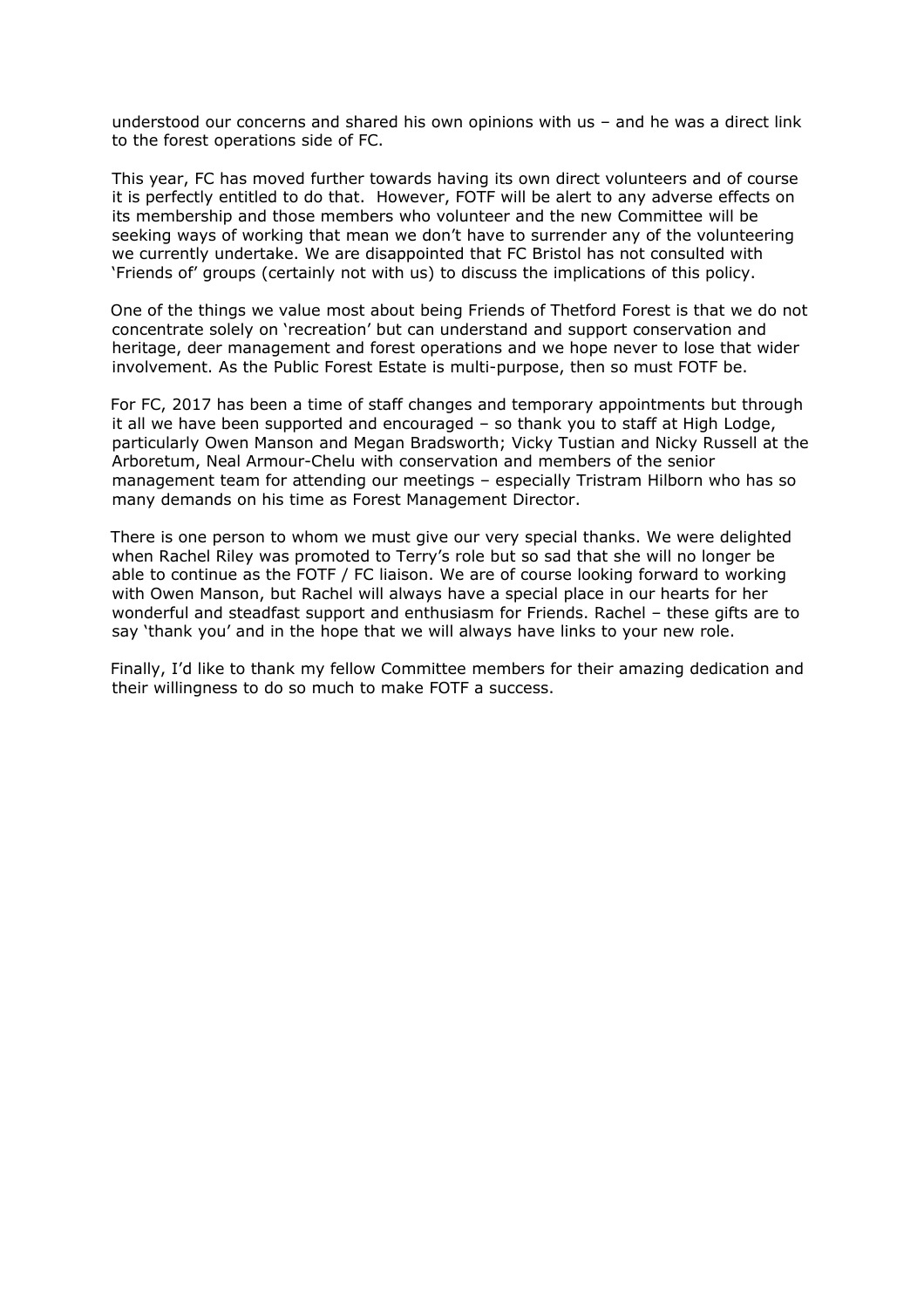understood our concerns and shared his own opinions with us – and he was a direct link to the forest operations side of FC.

This year, FC has moved further towards having its own direct volunteers and of course it is perfectly entitled to do that. However, FOTF will be alert to any adverse effects on its membership and those members who volunteer and the new Committee will be seeking ways of working that mean we don't have to surrender any of the volunteering we currently undertake. We are disappointed that FC Bristol has not consulted with 'Friends of' groups (certainly not with us) to discuss the implications of this policy.

One of the things we value most about being Friends of Thetford Forest is that we do not concentrate solely on 'recreation' but can understand and support conservation and heritage, deer management and forest operations and we hope never to lose that wider involvement. As the Public Forest Estate is multi-purpose, then so must FOTF be.

For FC, 2017 has been a time of staff changes and temporary appointments but through it all we have been supported and encouraged – so thank you to staff at High Lodge, particularly Owen Manson and Megan Bradsworth; Vicky Tustian and Nicky Russell at the Arboretum, Neal Armour-Chelu with conservation and members of the senior management team for attending our meetings – especially Tristram Hilborn who has so many demands on his time as Forest Management Director.

There is one person to whom we must give our very special thanks. We were delighted when Rachel Riley was promoted to Terry's role but so sad that she will no longer be able to continue as the FOTF / FC liaison. We are of course looking forward to working with Owen Manson, but Rachel will always have a special place in our hearts for her wonderful and steadfast support and enthusiasm for Friends. Rachel – these gifts are to say 'thank you' and in the hope that we will always have links to your new role.

Finally, I'd like to thank my fellow Committee members for their amazing dedication and their willingness to do so much to make FOTF a success.